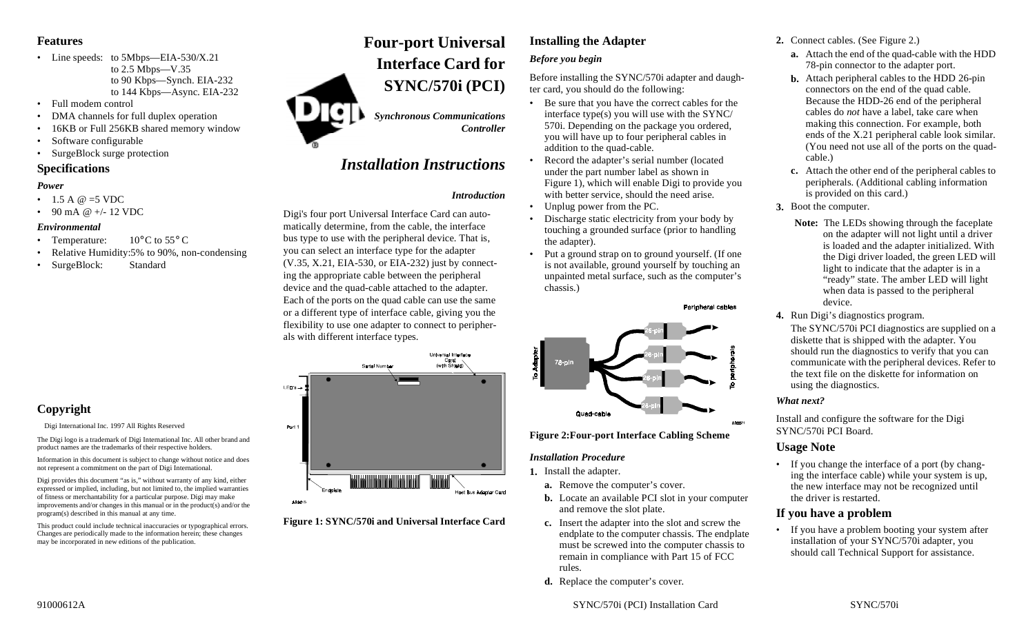# Four-port Universal Interface Card for SYNC/570i (PCI)

*Synchronous Communications Controller*

## *Installation Instructions*

## Features

- Line speeds: to 5Mbps—EIA-530/X.21
  to 2.5 Mbps—V.35
  to 90 Kbps—Synch. EIA-232
  to 144 Kbps—Async. EIA-232
- Full modem control
- DMA channels for full duplex operation
- 16KB or Full 256KB shared memory window
- Software configurable
- SurgeBlock surge protection

## Specifications

### *Power*

- 1.5 A @ =5 VDC
- 90 mA @ +/- 12 VDC

### *Environmental*

- Temperature: 10° C to 55° C
- Relative Humidity:5% to 90%, non-condensing
- SurgeBlock: Standard

## Copyright

Digi International Inc. 1997 All Rights Reserved

The Digi logo is a trademark of Digi International Inc. All other brand and product names are the trademarks of their respective holders.

Information in this document is subject to change without notice and does not represent a commitment on the part of Digi International.

Digi provides this document "as is," without warranty of any kind, either expressed or implied, including, but not limited to, the implied warranties of fitness or merchantability for a particular purpose. Digi may make improvements and/or changes in this manual or in the product(s) and/or the program(s) described in this manual at any time.

This product could include technical inaccuracies or typographical errors. Changes are periodically made to the information herein; these changes may be incorporated in new editions of the publication.

### *Introduction*

Digi's four port Universal Interface Card can automatically determine, from the cable, the interface bus type to use with the peripheral device. That is, you can select an interface type for the adapter (V.35, X.21, EIA-530, or EIA-232) just by connecting the appropriate cable between the peripheral device and the quad-cable attached to the adapter. Each of the ports on the quad cable can use the same or a different type of interface cable, giving you the flexibility to use one adapter to connect to peripherals with different interface types.

**Figure 1: SYNC/570i and Universal Interface Card**

## Installing the Adapter

### *Before you begin*

Before installing the SYNC/570i adapter and daughter card, you should do the following:

- Be sure that you have the correct cables for the interface type(s) you will use with the SYNC/570i. Depending on the package you ordered, you will have up to four peripheral cables in addition to the quad-cable.
- Record the adapter's serial number (located under the part number label as shown in Figure 1), which will enable Digi to provide you with better service, should the need arise.
- Unplug power from the PC.
- Discharge static electricity from your body by touching a grounded surface (prior to handling the adapter).
- Put a ground strap on to ground yourself. (If one is not available, ground yourself by touching an unpainted metal surface, such as the computer's chassis.)

**Figure 2:Four-port Interface Cabling Scheme**

### *Installation Procedure*

1. Install the adapter.
   a. Remove the computer's cover.
   b. Locate an available PCI slot in your computer and remove the slot plate.
   c. Insert the adapter into the slot and screw the endplate to the computer chassis. The endplate must be screwed into the computer chassis to remain in compliance with Part 15 of FCC rules.
   d. Replace the computer's cover.
2. Connect cables. (See Figure 2.)
   a. Attach the end of the quad-cable with the HDD 78-pin connector to the adapter port.
   b. Attach peripheral cables to the HDD 26-pin connectors on the end of the quad cable. Because the HDD-26 end of the peripheral cables do *not* have a label, take care when making this connection. For example, both ends of the X.21 peripheral cable look similar. (You need not use all of the ports on the quad-cable.)
   c. Attach the other end of the peripheral cables to peripherals. (Additional cabling information is provided on this card.)
3. Boot the computer.

   **Note:** The LEDs showing through the faceplate on the adapter will not light until a driver is loaded and the adapter initialized. With the Digi driver loaded, the green LED will light to indicate that the adapter is in a "ready" state. The amber LED will light when data is passed to the peripheral device.
4. Run Digi's diagnostics program.

   The SYNC/570i PCI diagnostics are supplied on a diskette that is shipped with the adapter. You should run the diagnostics to verify that you can communicate with the peripheral devices. Refer to the text file on the diskette for information on using the diagnostics.

### *What next?*

Install and configure the software for the Digi SYNC/570i PCI Board.

## Usage Note

- If you change the interface of a port (by changing the interface cable) while your system is up, the new interface may not be recognized until the driver is restarted.

## If you have a problem

- If you have a problem booting your system after installation of your SYNC/570i adapter, you should call Technical Support for assistance.

91000612A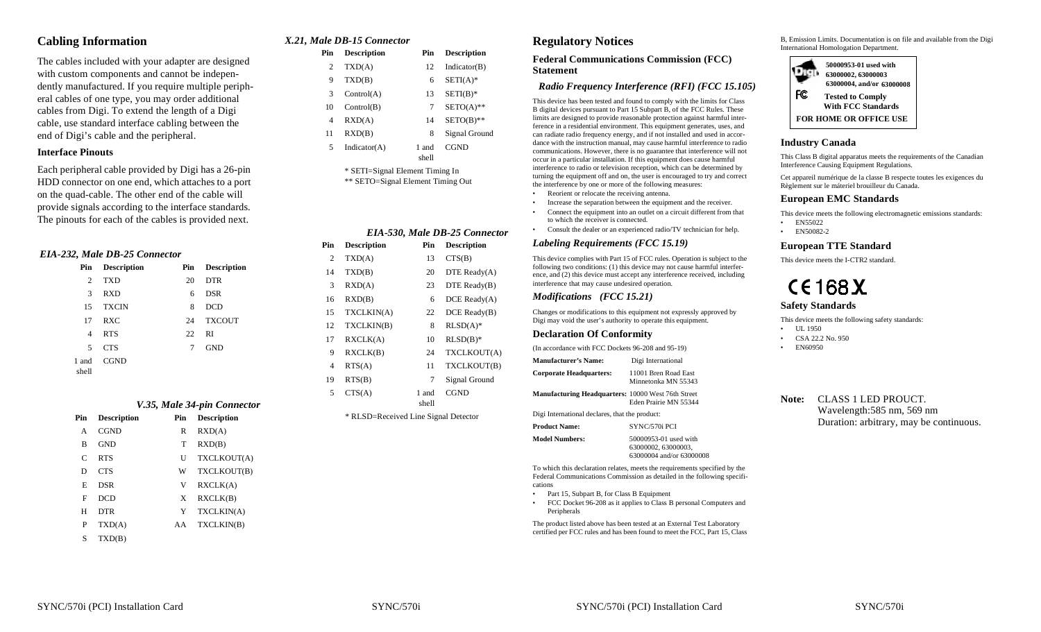## Cabling Information

The cables included with your adapter are designed with custom components and cannot be independently manufactured. If you require multiple peripheral cables of one type, you may order additional cables from Digi. To extend the length of a Digi cable, use standard interface cabling between the end of Digi's cable and the peripheral.

### Interface Pinouts

Each peripheral cable provided by Digi has a 26-pin HDD connector on one end, which attaches to a port on the quad-cable. The other end of the cable will provide signals according to the interface standards. The pinouts for each of the cables is provided next.

*EIA-232, Male DB-25 Connector*

| Pin | Description | Pin | Description |
|---|---|---|---|
| 2 | TXD | 20 | DTR |
| 3 | RXD | 6 | DSR |
| 15 | TXCIN | 8 | DCD |
| 17 | RXC | 24 | TXCOUT |
| 4 | RTS | 22 | RI |
| 5 | CTS | 7 | GND |
| 1 and shell | CGND | | |

*V.35, Male 34-pin Connector*

| Pin | Description | Pin | Description |
|---|---|---|---|
| A | CGND | R | RXD(A) |
| B | GND | T | RXD(B) |
| C | RTS | U | TXCLKOUT(A) |
| D | CTS | W | TXCLKOUT(B) |
| E | DSR | V | RXCLK(A) |
| F | DCD | X | RXCLK(B) |
| H | DTR | Y | TXCLKIN(A) |
| P | TXD(A) | AA | TXCLKIN(B) |
| S | TXD(B) | | |

*X.21, Male DB-15 Connector*

| Pin | Description | Pin | Description |
|---|---|---|---|
| 2 | TXD(A) | 12 | Indicator(B) |
| 9 | TXD(B) | 6 | SETI(A)* |
| 3 | Control(A) | 13 | SETI(B)* |
| 10 | Control(B) | 7 | SETO(A)** |
| 4 | RXD(A) | 14 | SETO(B)** |
| 11 | RXD(B) | 8 | Signal Ground |
| 5 | Indicator(A) | 1 and shell | CGND |

\* SETI=Signal Element Timing In
\** SETO=Signal Element Timing Out

*EIA-530, Male DB-25 Connector*

| Pin | Description | Pin | Description |
|---|---|---|---|
| 2 | TXD(A) | 13 | CTS(B) |
| 14 | TXD(B) | 20 | DTE Ready(A) |
| 3 | RXD(A) | 23 | DTE Ready(B) |
| 16 | RXD(B) | 6 | DCE Ready(A) |
| 15 | TXCLKIN(A) | 22 | DCE Ready(B) |
| 12 | TXCLKIN(B) | 8 | RLSD(A)* |
| 17 | RXCLK(A) | 10 | RLSD(B)* |
| 9 | RXCLK(B) | 24 | TXCLKOUT(A) |
| 4 | RTS(A) | 11 | TXCLKOUT(B) |
| 19 | RTS(B) | 7 | Signal Ground |
| 5 | CTS(A) | 1 and shell | CGND |

\* RLSD=Received Line Signal Detector

## Regulatory Notices

### Federal Communications Commission (FCC) Statement

*Radio Frequency Interference (RFI) (FCC 15.105)*

This device has been tested and found to comply with the limits for Class B digital devices pursuant to Part 15 Subpart B, of the FCC Rules. These limits are designed to provide reasonable protection against harmful interference in a residential environment. This equipment generates, uses, and can radiate radio frequency energy, and if not installed and used in accordance with the instruction manual, may cause harmful interference to radio communications. However, there is no guarantee that interference will not occur in a particular installation. If this equipment does cause harmful interference to radio or television reception, which can be determined by turning the equipment off and on, the user is encouraged to try and correct the interference by one or more of the following measures:

- Reorient or relocate the receiving antenna.
- Increase the separation between the equipment and the receiver.
- Connect the equipment into an outlet on a circuit different from that to which the receiver is connected.
- Consult the dealer or an experienced radio/TV technician for help.

### *Labeling Requirements (FCC 15.19)*

This device complies with Part 15 of FCC rules. Operation is subject to the following two conditions: (1) this device may not cause harmful interference, and (2) this device must accept any interference received, including interference that may cause undesired operation.

### *Modifications (FCC 15.21)*

Changes or modifications to this equipment not expressly approved by Digi may void the user's authority to operate this equipment.

### Declaration Of Conformity

(In accordance with FCC Dockets 96-208 and 95-19)

| | |
|---|---|
| **Manufacturer's Name:** | Digi International |
| **Corporate Headquarters:** | 11001 Bren Road East Minnetonka MN 55343 |
| **Manufacturing Headquarters:** | 10000 West 76th Street Eden Prairie MN 55344 |

Digi International declares, that the product:

| | |
|---|---|
| **Product Name:** | SYNC/570i PCI |
| **Model Numbers:** | 50000953-01 used with 63000002, 63000003, 63000004 and/or 63000008 |

To which this declaration relates, meets the requirements specified by the Federal Communications Commission as detailed in the following specifications

- Part 15, Subpart B, for Class B Equipment
- FCC Docket 96-208 as it applies to Class B personal Computers and Peripherals

The product listed above has been tested at an External Test Laboratory certified per FCC rules and has been found to meet the FCC, Part 15, Class B, Emission Limits. Documentation is on file and available from the Digi International Homologation Department.

**50000953-01 used with 63000002, 63000003 63000004, and/or 63000008**
FC **Tested to Comply With FCC Standards**
**FOR HOME OR OFFICE USE**

### Industry Canada

This Class B digital apparatus meets the requirements of the Canadian Interference Causing Equipment Regulations.

Cet appareil numérique de la classe B respecte toutes les exigences du Règlement sur le métériel brouilleur du Canada.

### European EMC Standards

This device meets the following electromagnetic emissions standards:

- EN55022
- EN50082-2

### European TTE Standard

This device meets the I-CTR2 standard.

CE 168 X

### Safety Standards

This device meets the following safety standards:

- UL 1950
- CSA 22.2 No. 950
- EN60950

**Note:** CLASS 1 LED PROUCT.
Wavelength:585 nm, 569 nm
Duration: arbitrary, may be continuous.